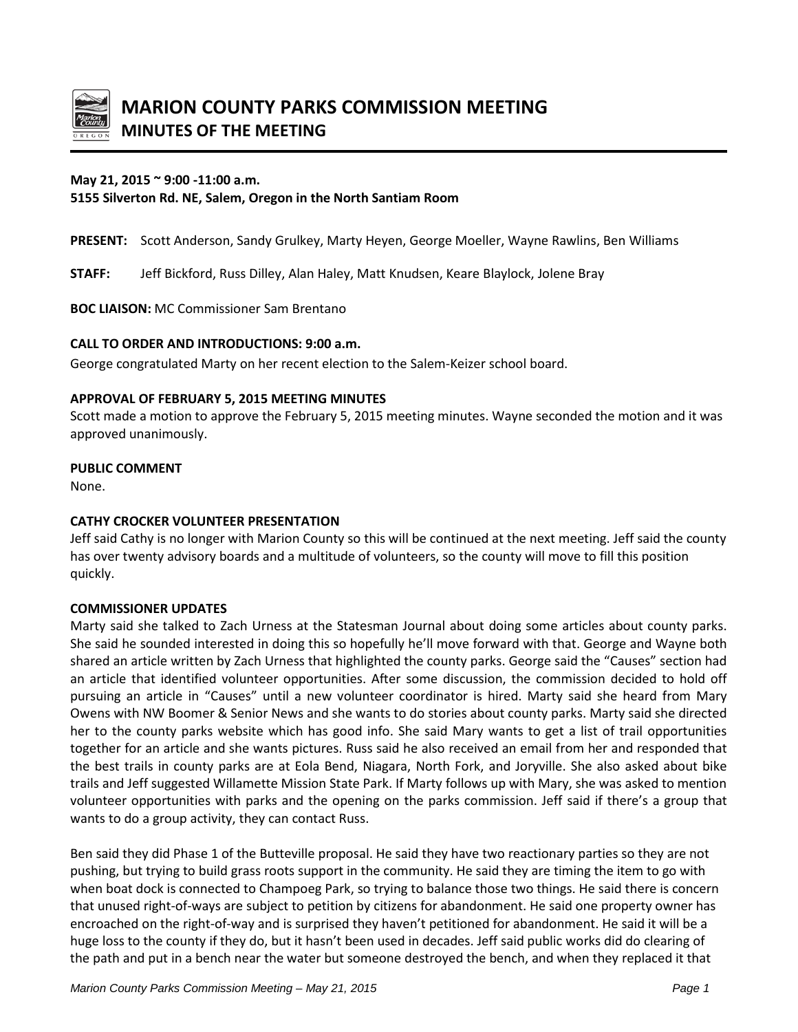# MARION COUNTY PARKS COMMISSION MEETING
## MINUTES OF THE MEETING

**May 21, 2015 ~ 9:00 -11:00 a.m.**
**5155 Silverton Rd. NE, Salem, Oregon in the North Santiam Room**

**PRESENT:** Scott Anderson, Sandy Grulkey, Marty Heyen, George Moeller, Wayne Rawlins, Ben Williams

**STAFF:** Jeff Bickford, Russ Dilley, Alan Haley, Matt Knudsen, Keare Blaylock, Jolene Bray

**BOC LIAISON:** MC Commissioner Sam Brentano

**CALL TO ORDER AND INTRODUCTIONS: 9:00 a.m.**
George congratulated Marty on her recent election to the Salem-Keizer school board.

**APPROVAL OF FEBRUARY 5, 2015 MEETING MINUTES**
Scott made a motion to approve the February 5, 2015 meeting minutes. Wayne seconded the motion and it was approved unanimously.

**PUBLIC COMMENT**
None.

**CATHY CROCKER VOLUNTEER PRESENTATION**
Jeff said Cathy is no longer with Marion County so this will be continued at the next meeting. Jeff said the county has over twenty advisory boards and a multitude of volunteers, so the county will move to fill this position quickly.

**COMMISSIONER UPDATES**
Marty said she talked to Zach Urness at the Statesman Journal about doing some articles about county parks. She said he sounded interested in doing this so hopefully he'll move forward with that. George and Wayne both shared an article written by Zach Urness that highlighted the county parks. George said the "Causes" section had an article that identified volunteer opportunities. After some discussion, the commission decided to hold off pursuing an article in "Causes" until a new volunteer coordinator is hired. Marty said she heard from Mary Owens with NW Boomer & Senior News and she wants to do stories about county parks. Marty said she directed her to the county parks website which has good info. She said Mary wants to get a list of trail opportunities together for an article and she wants pictures. Russ said he also received an email from her and responded that the best trails in county parks are at Eola Bend, Niagara, North Fork, and Joryville. She also asked about bike trails and Jeff suggested Willamette Mission State Park. If Marty follows up with Mary, she was asked to mention volunteer opportunities with parks and the opening on the parks commission. Jeff said if there's a group that wants to do a group activity, they can contact Russ.

Ben said they did Phase 1 of the Butteville proposal. He said they have two reactionary parties so they are not pushing, but trying to build grass roots support in the community. He said they are timing the item to go with when boat dock is connected to Champoeg Park, so trying to balance those two things. He said there is concern that unused right-of-ways are subject to petition by citizens for abandonment. He said one property owner has encroached on the right-of-way and is surprised they haven't petitioned for abandonment. He said it will be a huge loss to the county if they do, but it hasn't been used in decades. Jeff said public works did do clearing of the path and put in a bench near the water but someone destroyed the bench, and when they replaced it that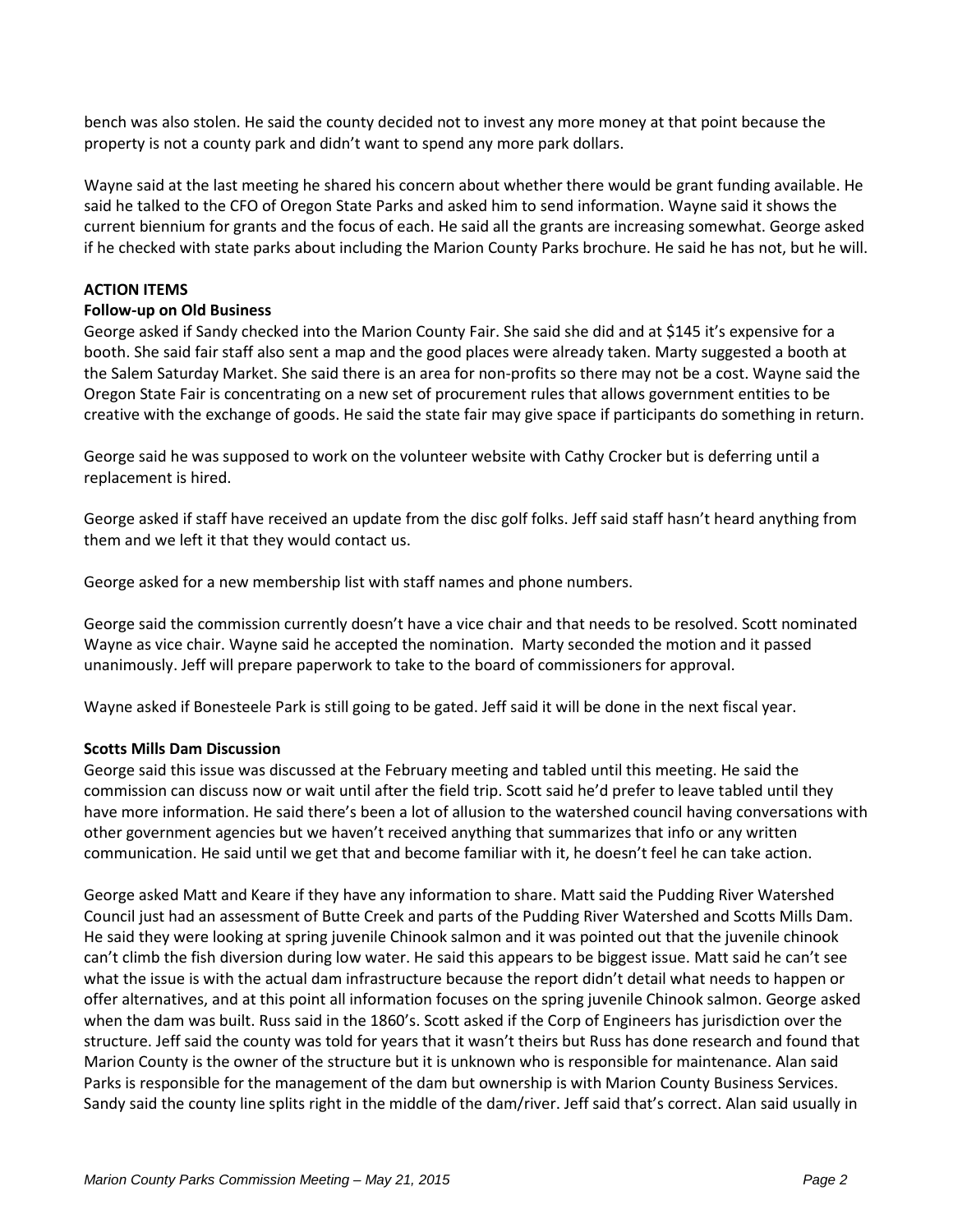bench was also stolen. He said the county decided not to invest any more money at that point because the property is not a county park and didn't want to spend any more park dollars.

Wayne said at the last meeting he shared his concern about whether there would be grant funding available. He said he talked to the CFO of Oregon State Parks and asked him to send information. Wayne said it shows the current biennium for grants and the focus of each. He said all the grants are increasing somewhat. George asked if he checked with state parks about including the Marion County Parks brochure. He said he has not, but he will.

**ACTION ITEMS**

**Follow-up on Old Business**

George asked if Sandy checked into the Marion County Fair. She said she did and at $145 it's expensive for a booth. She said fair staff also sent a map and the good places were already taken. Marty suggested a booth at the Salem Saturday Market. She said there is an area for non-profits so there may not be a cost. Wayne said the Oregon State Fair is concentrating on a new set of procurement rules that allows government entities to be creative with the exchange of goods. He said the state fair may give space if participants do something in return.

George said he was supposed to work on the volunteer website with Cathy Crocker but is deferring until a replacement is hired.

George asked if staff have received an update from the disc golf folks. Jeff said staff hasn't heard anything from them and we left it that they would contact us.

George asked for a new membership list with staff names and phone numbers.

George said the commission currently doesn't have a vice chair and that needs to be resolved. Scott nominated Wayne as vice chair. Wayne said he accepted the nomination. Marty seconded the motion and it passed unanimously. Jeff will prepare paperwork to take to the board of commissioners for approval.

Wayne asked if Bonesteele Park is still going to be gated. Jeff said it will be done in the next fiscal year.

**Scotts Mills Dam Discussion**

George said this issue was discussed at the February meeting and tabled until this meeting. He said the commission can discuss now or wait until after the field trip. Scott said he'd prefer to leave tabled until they have more information. He said there's been a lot of allusion to the watershed council having conversations with other government agencies but we haven't received anything that summarizes that info or any written communication. He said until we get that and become familiar with it, he doesn't feel he can take action.

George asked Matt and Keare if they have any information to share. Matt said the Pudding River Watershed Council just had an assessment of Butte Creek and parts of the Pudding River Watershed and Scotts Mills Dam. He said they were looking at spring juvenile Chinook salmon and it was pointed out that the juvenile chinook can't climb the fish diversion during low water. He said this appears to be biggest issue. Matt said he can't see what the issue is with the actual dam infrastructure because the report didn't detail what needs to happen or offer alternatives, and at this point all information focuses on the spring juvenile Chinook salmon. George asked when the dam was built. Russ said in the 1860's. Scott asked if the Corp of Engineers has jurisdiction over the structure. Jeff said the county was told for years that it wasn't theirs but Russ has done research and found that Marion County is the owner of the structure but it is unknown who is responsible for maintenance. Alan said Parks is responsible for the management of the dam but ownership is with Marion County Business Services. Sandy said the county line splits right in the middle of the dam/river. Jeff said that's correct. Alan said usually in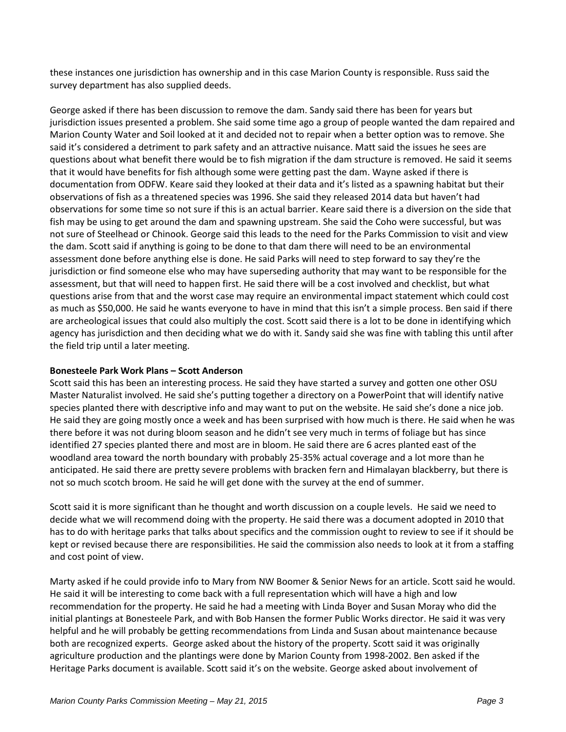these instances one jurisdiction has ownership and in this case Marion County is responsible. Russ said the survey department has also supplied deeds.

George asked if there has been discussion to remove the dam. Sandy said there has been for years but jurisdiction issues presented a problem. She said some time ago a group of people wanted the dam repaired and Marion County Water and Soil looked at it and decided not to repair when a better option was to remove. She said it's considered a detriment to park safety and an attractive nuisance. Matt said the issues he sees are questions about what benefit there would be to fish migration if the dam structure is removed. He said it seems that it would have benefits for fish although some were getting past the dam. Wayne asked if there is documentation from ODFW. Keare said they looked at their data and it's listed as a spawning habitat but their observations of fish as a threatened species was 1996. She said they released 2014 data but haven't had observations for some time so not sure if this is an actual barrier. Keare said there is a diversion on the side that fish may be using to get around the dam and spawning upstream. She said the Coho were successful, but was not sure of Steelhead or Chinook. George said this leads to the need for the Parks Commission to visit and view the dam. Scott said if anything is going to be done to that dam there will need to be an environmental assessment done before anything else is done. He said Parks will need to step forward to say they're the jurisdiction or find someone else who may have superseding authority that may want to be responsible for the assessment, but that will need to happen first. He said there will be a cost involved and checklist, but what questions arise from that and the worst case may require an environmental impact statement which could cost as much as $50,000. He said he wants everyone to have in mind that this isn't a simple process. Ben said if there are archeological issues that could also multiply the cost. Scott said there is a lot to be done in identifying which agency has jurisdiction and then deciding what we do with it. Sandy said she was fine with tabling this until after the field trip until a later meeting.

**Bonesteele Park Work Plans – Scott Anderson**

Scott said this has been an interesting process. He said they have started a survey and gotten one other OSU Master Naturalist involved. He said she's putting together a directory on a PowerPoint that will identify native species planted there with descriptive info and may want to put on the website. He said she's done a nice job. He said they are going mostly once a week and has been surprised with how much is there. He said when he was there before it was not during bloom season and he didn't see very much in terms of foliage but has since identified 27 species planted there and most are in bloom. He said there are 6 acres planted east of the woodland area toward the north boundary with probably 25-35% actual coverage and a lot more than he anticipated. He said there are pretty severe problems with bracken fern and Himalayan blackberry, but there is not so much scotch broom. He said he will get done with the survey at the end of summer.

Scott said it is more significant than he thought and worth discussion on a couple levels. He said we need to decide what we will recommend doing with the property. He said there was a document adopted in 2010 that has to do with heritage parks that talks about specifics and the commission ought to review to see if it should be kept or revised because there are responsibilities. He said the commission also needs to look at it from a staffing and cost point of view.

Marty asked if he could provide info to Mary from NW Boomer & Senior News for an article. Scott said he would. He said it will be interesting to come back with a full representation which will have a high and low recommendation for the property. He said he had a meeting with Linda Boyer and Susan Moray who did the initial plantings at Bonesteele Park, and with Bob Hansen the former Public Works director. He said it was very helpful and he will probably be getting recommendations from Linda and Susan about maintenance because both are recognized experts. George asked about the history of the property. Scott said it was originally agriculture production and the plantings were done by Marion County from 1998-2002. Ben asked if the Heritage Parks document is available. Scott said it's on the website. George asked about involvement of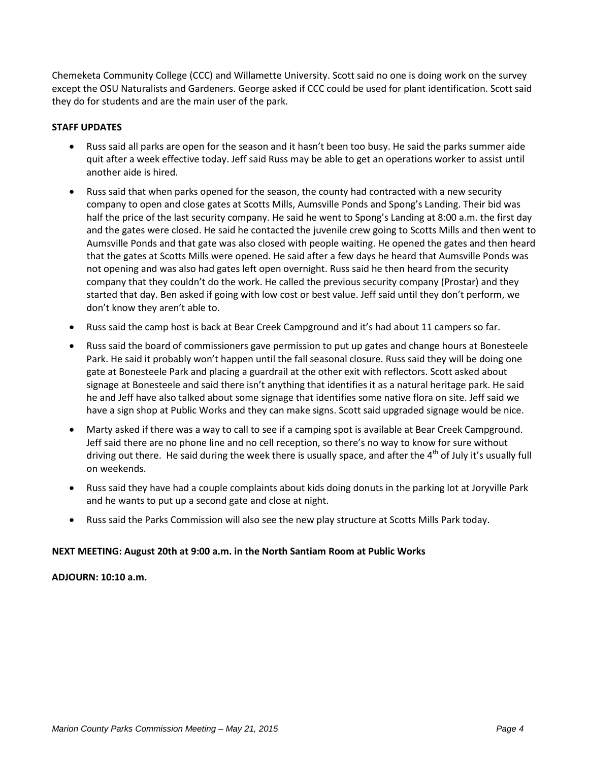Chemeketa Community College (CCC) and Willamette University. Scott said no one is doing work on the survey except the OSU Naturalists and Gardeners. George asked if CCC could be used for plant identification. Scott said they do for students and are the main user of the park.

**STAFF UPDATES**

- Russ said all parks are open for the season and it hasn't been too busy. He said the parks summer aide quit after a week effective today. Jeff said Russ may be able to get an operations worker to assist until another aide is hired.
- Russ said that when parks opened for the season, the county had contracted with a new security company to open and close gates at Scotts Mills, Aumsville Ponds and Spong's Landing. Their bid was half the price of the last security company. He said he went to Spong's Landing at 8:00 a.m. the first day and the gates were closed. He said he contacted the juvenile crew going to Scotts Mills and then went to Aumsville Ponds and that gate was also closed with people waiting. He opened the gates and then heard that the gates at Scotts Mills were opened. He said after a few days he heard that Aumsville Ponds was not opening and was also had gates left open overnight. Russ said he then heard from the security company that they couldn't do the work. He called the previous security company (Prostar) and they started that day. Ben asked if going with low cost or best value. Jeff said until they don't perform, we don't know they aren't able to.
- Russ said the camp host is back at Bear Creek Campground and it's had about 11 campers so far.
- Russ said the board of commissioners gave permission to put up gates and change hours at Bonesteele Park. He said it probably won't happen until the fall seasonal closure. Russ said they will be doing one gate at Bonesteele Park and placing a guardrail at the other exit with reflectors. Scott asked about signage at Bonesteele and said there isn't anything that identifies it as a natural heritage park. He said he and Jeff have also talked about some signage that identifies some native flora on site. Jeff said we have a sign shop at Public Works and they can make signs. Scott said upgraded signage would be nice.
- Marty asked if there was a way to call to see if a camping spot is available at Bear Creek Campground. Jeff said there are no phone line and no cell reception, so there's no way to know for sure without driving out there. He said during the week there is usually space, and after the 4th of July it's usually full on weekends.
- Russ said they have had a couple complaints about kids doing donuts in the parking lot at Joryville Park and he wants to put up a second gate and close at night.
- Russ said the Parks Commission will also see the new play structure at Scotts Mills Park today.

**NEXT MEETING: August 20th at 9:00 a.m. in the North Santiam Room at Public Works**

**ADJOURN: 10:10 a.m.**